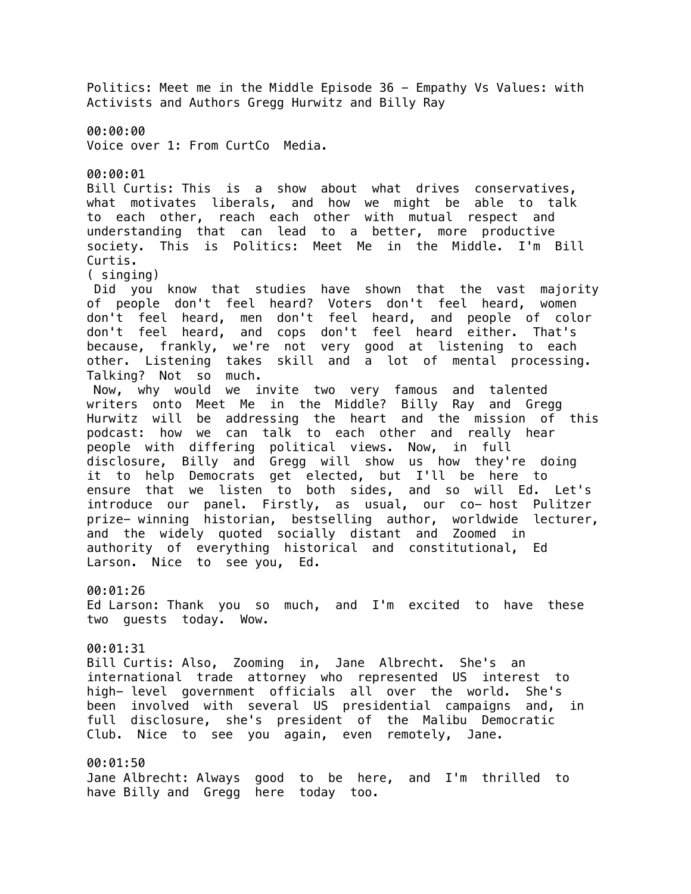Politics: Meet me in the Middle Episode 36 - Empathy Vs Values: with Activists and Authors Gregg Hurwitz and Billy Ray

00:00:00
Voice over 1: From CurtCo Media.

00:00:01
Bill Curtis: This is a show about what drives conservatives, what motivates liberals, and how we might be able to talk to each other, reach each other with mutual respect and understanding that can lead to a better, more productive society. This is Politics: Meet Me in the Middle. I'm Bill Curtis.
( singing)
Did you know that studies have shown that the vast majority of people don't feel heard? Voters don't feel heard, women don't feel heard, men don't feel heard, and people of color don't feel heard, and cops don't feel heard either. That's because, frankly, we're not very good at listening to each other. Listening takes skill and a lot of mental processing. Talking? Not so much.
Now, why would we invite two very famous and talented writers onto Meet Me in the Middle? Billy Ray and Gregg Hurwitz will be addressing the heart and the mission of this podcast: how we can talk to each other and really hear people with differing political views. Now, in full disclosure, Billy and Gregg will show us how they're doing it to help Democrats get elected, but I'll be here to ensure that we listen to both sides, and so will Ed. Let's introduce our panel. Firstly, as usual, our co- host Pulitzer prize- winning historian, bestselling author, worldwide lecturer, and the widely quoted socially distant and Zoomed in authority of everything historical and constitutional, Ed Larson. Nice to see you, Ed.

00:01:26
Ed Larson: Thank you so much, and I'm excited to have these two guests today. Wow.

00:01:31
Bill Curtis: Also, Zooming in, Jane Albrecht. She's an international trade attorney who represented US interest to high- level government officials all over the world. She's been involved with several US presidential campaigns and, in full disclosure, she's president of the Malibu Democratic Club. Nice to see you again, even remotely, Jane.

00:01:50
Jane Albrecht: Always good to be here, and I'm thrilled to have Billy and Gregg here today too.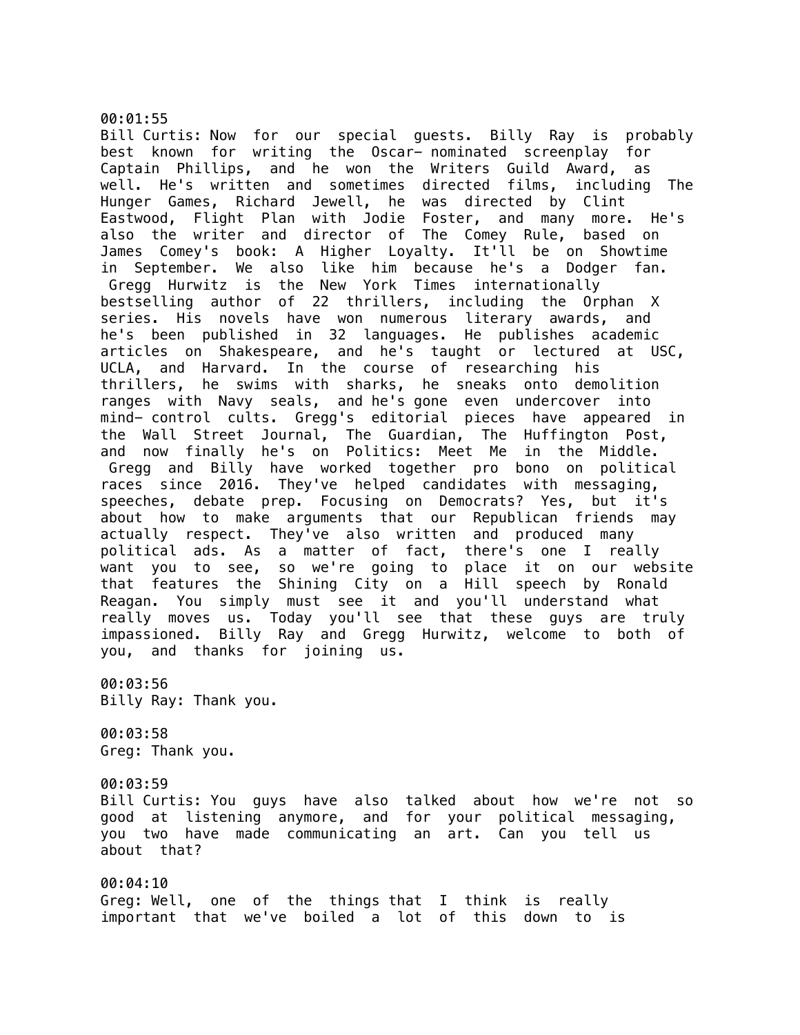00:01:55
Bill Curtis: Now for our special guests. Billy Ray is probably best known for writing the Oscar- nominated screenplay for Captain Phillips, and he won the Writers Guild Award, as well. He's written and sometimes directed films, including The Hunger Games, Richard Jewell, he was directed by Clint Eastwood, Flight Plan with Jodie Foster, and many more. He's also the writer and director of The Comey Rule, based on James Comey's book: A Higher Loyalty. It'll be on Showtime in September. We also like him because he's a Dodger fan. Gregg Hurwitz is the New York Times internationally bestselling author of 22 thrillers, including the Orphan X series. His novels have won numerous literary awards, and he's been published in 32 languages. He publishes academic articles on Shakespeare, and he's taught or lectured at USC, UCLA, and Harvard. In the course of researching his thrillers, he swims with sharks, he sneaks onto demolition ranges with Navy seals, and he's gone even undercover into mind- control cults. Gregg's editorial pieces have appeared in the Wall Street Journal, The Guardian, The Huffington Post, and now finally he's on Politics: Meet Me in the Middle. Gregg and Billy have worked together pro bono on political races since 2016. They've helped candidates with messaging, speeches, debate prep. Focusing on Democrats? Yes, but it's about how to make arguments that our Republican friends may actually respect. They've also written and produced many political ads. As a matter of fact, there's one I really want you to see, so we're going to place it on our website that features the Shining City on a Hill speech by Ronald Reagan. You simply must see it and you'll understand what really moves us. Today you'll see that these guys are truly impassioned. Billy Ray and Gregg Hurwitz, welcome to both of you, and thanks for joining us.

00:03:56
Billy Ray: Thank you.

00:03:58
Greg: Thank you.

00:03:59
Bill Curtis: You guys have also talked about how we're not so good at listening anymore, and for your political messaging, you two have made communicating an art. Can you tell us about that?

00:04:10
Greg: Well, one of the things that I think is really important that we've boiled a lot of this down to is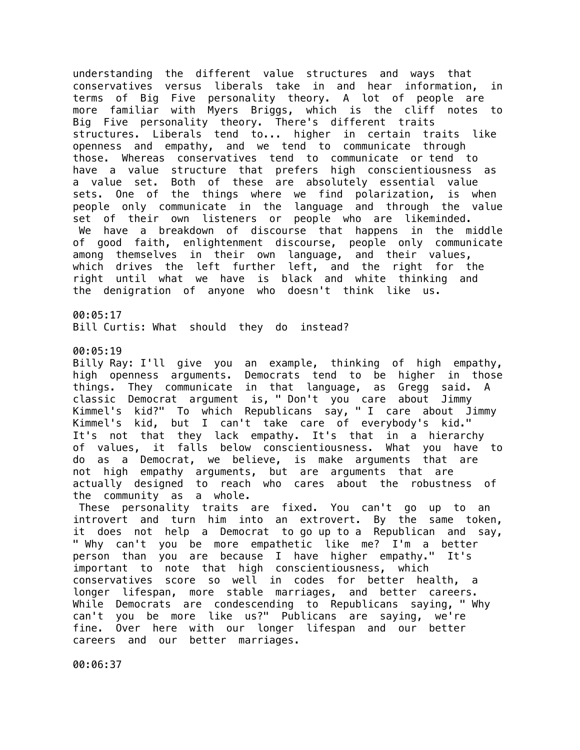understanding the different value structures and ways that conservatives versus liberals take in and hear information, in terms of Big Five personality theory. A lot of people are more familiar with Myers Briggs, which is the cliff notes to Big Five personality theory. There's different traits structures. Liberals tend to... higher in certain traits like openness and empathy, and we tend to communicate through those. Whereas conservatives tend to communicate or tend to have a value structure that prefers high conscientiousness as a value set. Both of these are absolutely essential value sets. One of the things where we find polarization, is when people only communicate in the language and through the value set of their own listeners or people who are likeminded.

We have a breakdown of discourse that happens in the middle of good faith, enlightenment discourse, people only communicate among themselves in their own language, and their values, which drives the left further left, and the right for the right until what we have is black and white thinking and the denigration of anyone who doesn't think like us.

00:05:17
Bill Curtis: What should they do instead?

00:05:19
Billy Ray: I'll give you an example, thinking of high empathy, high openness arguments. Democrats tend to be higher in those things. They communicate in that language, as Gregg said. A classic Democrat argument is, " Don't you care about Jimmy Kimmel's kid?" To which Republicans say, " I care about Jimmy Kimmel's kid, but I can't take care of everybody's kid." It's not that they lack empathy. It's that in a hierarchy of values, it falls below conscientiousness. What you have to do as a Democrat, we believe, is make arguments that are not high empathy arguments, but are arguments that are actually designed to reach who cares about the robustness of the community as a whole.

These personality traits are fixed. You can't go up to an introvert and turn him into an extrovert. By the same token, it does not help a Democrat to go up to a Republican and say, " Why can't you be more empathetic like me? I'm a better person than you are because I have higher empathy." It's important to note that high conscientiousness, which conservatives score so well in codes for better health, a longer lifespan, more stable marriages, and better careers. While Democrats are condescending to Republicans saying, " Why can't you be more like us?" Publicans are saying, we're fine. Over here with our longer lifespan and our better careers and our better marriages.

00:06:37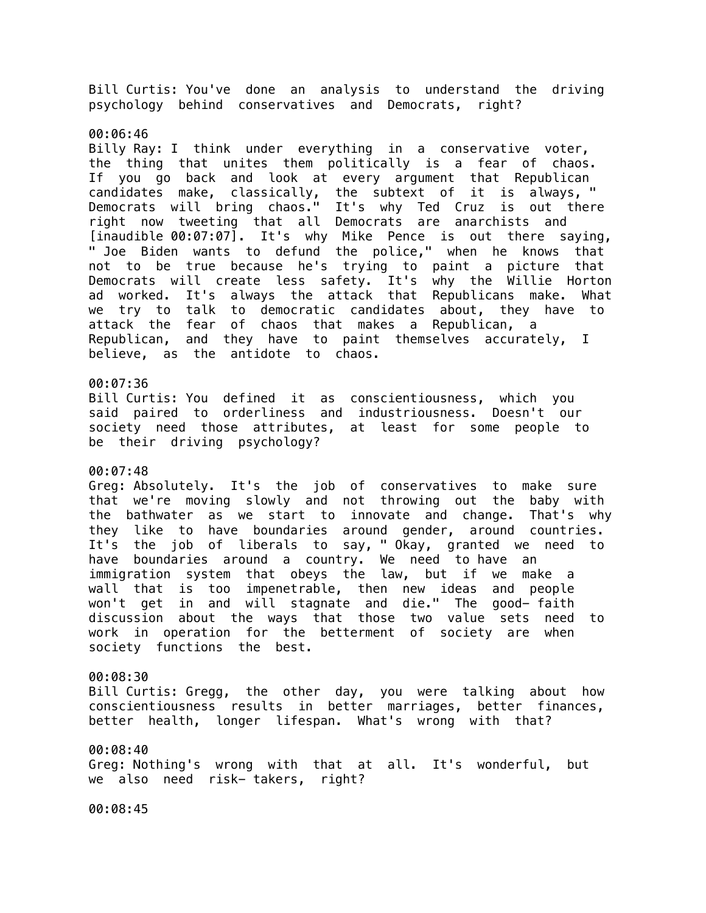Bill Curtis: You've done an analysis to understand the driving psychology behind conservatives and Democrats, right?

00:06:46
Billy Ray: I think under everything in a conservative voter, the thing that unites them politically is a fear of chaos. If you go back and look at every argument that Republican candidates make, classically, the subtext of it is always, " Democrats will bring chaos." It's why Ted Cruz is out there right now tweeting that all Democrats are anarchists and [inaudible 00:07:07]. It's why Mike Pence is out there saying, " Joe Biden wants to defund the police," when he knows that not to be true because he's trying to paint a picture that Democrats will create less safety. It's why the Willie Horton ad worked. It's always the attack that Republicans make. What we try to talk to democratic candidates about, they have to attack the fear of chaos that makes a Republican, a Republican, and they have to paint themselves accurately, I believe, as the antidote to chaos.

00:07:36
Bill Curtis: You defined it as conscientiousness, which you said paired to orderliness and industriousness. Doesn't our society need those attributes, at least for some people to be their driving psychology?

00:07:48
Greg: Absolutely. It's the job of conservatives to make sure that we're moving slowly and not throwing out the baby with the bathwater as we start to innovate and change. That's why they like to have boundaries around gender, around countries. It's the job of liberals to say, " Okay, granted we need to have boundaries around a country. We need to have an immigration system that obeys the law, but if we make a wall that is too impenetrable, then new ideas and people won't get in and will stagnate and die." The good- faith discussion about the ways that those two value sets need to work in operation for the betterment of society are when society functions the best.

00:08:30
Bill Curtis: Gregg, the other day, you were talking about how conscientiousness results in better marriages, better finances, better health, longer lifespan. What's wrong with that?

00:08:40
Greg: Nothing's wrong with that at all. It's wonderful, but we also need risk- takers, right?

00:08:45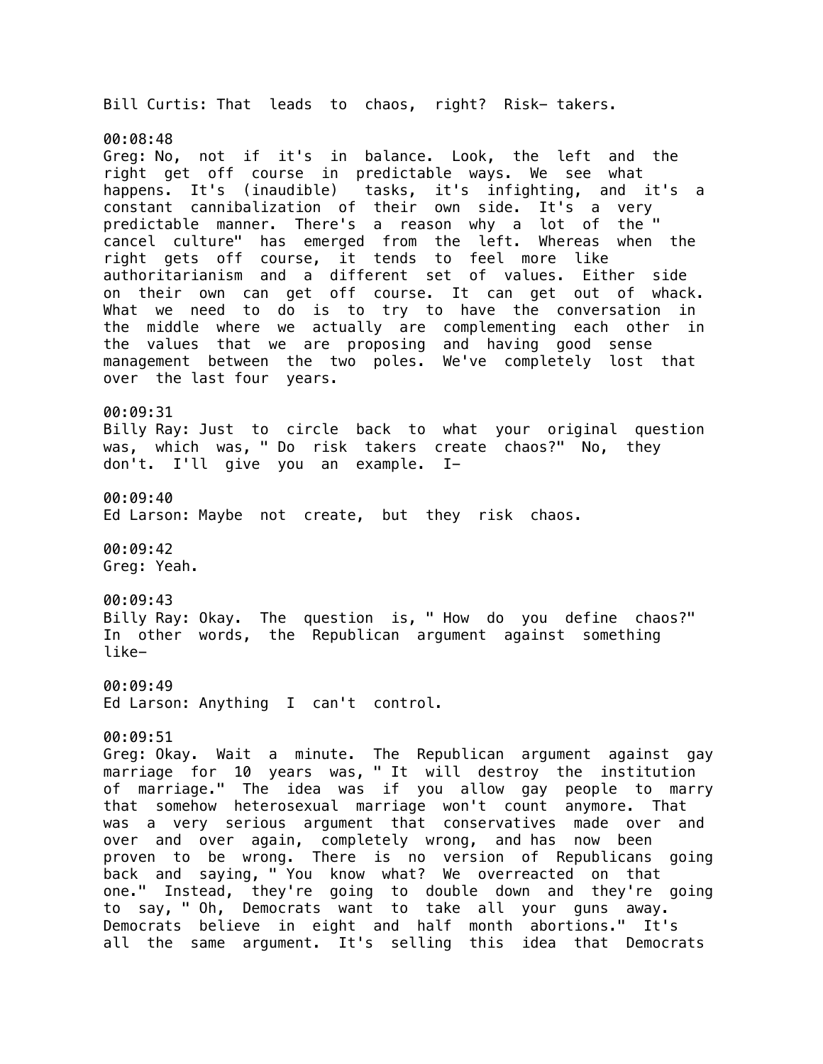Bill Curtis: That leads to chaos, right? Risk- takers.

00:08:48
Greg: No, not if it's in balance. Look, the left and the right get off course in predictable ways. We see what happens. It's (inaudible) tasks, it's infighting, and it's a constant cannibalization of their own side. It's a very predictable manner. There's a reason why a lot of the " cancel culture" has emerged from the left. Whereas when the right gets off course, it tends to feel more like authoritarianism and a different set of values. Either side on their own can get off course. It can get out of whack. What we need to do is to try to have the conversation in the middle where we actually are complementing each other in the values that we are proposing and having good sense management between the two poles. We've completely lost that over the last four years.

00:09:31
Billy Ray: Just to circle back to what your original question was, which was, " Do risk takers create chaos?" No, they don't. I'll give you an example. I-

00:09:40
Ed Larson: Maybe not create, but they risk chaos.

00:09:42
Greg: Yeah.

00:09:43
Billy Ray: Okay. The question is, " How do you define chaos?" In other words, the Republican argument against something like-

00:09:49
Ed Larson: Anything I can't control.

00:09:51
Greg: Okay. Wait a minute. The Republican argument against gay marriage for 10 years was, " It will destroy the institution of marriage." The idea was if you allow gay people to marry that somehow heterosexual marriage won't count anymore. That was a very serious argument that conservatives made over and over and over again, completely wrong, and has now been proven to be wrong. There is no version of Republicans going back and saying, " You know what? We overreacted on that one." Instead, they're going to double down and they're going to say, " Oh, Democrats want to take all your guns away. Democrats believe in eight and half month abortions." It's all the same argument. It's selling this idea that Democrats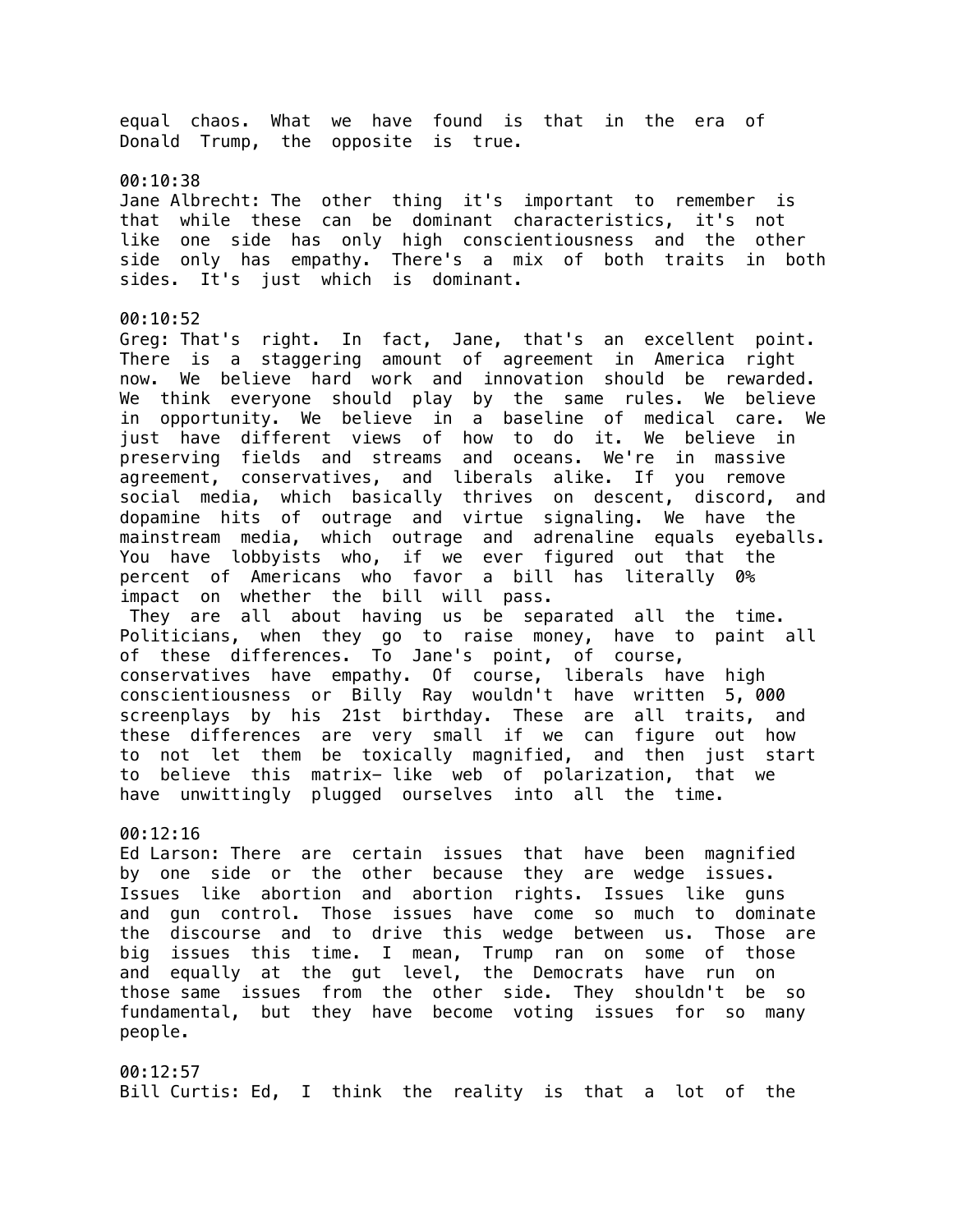equal chaos. What we have found is that in the era of Donald Trump, the opposite is true.

00:10:38
Jane Albrecht: The other thing it's important to remember is that while these can be dominant characteristics, it's not like one side has only high conscientiousness and the other side only has empathy. There's a mix of both traits in both sides. It's just which is dominant.

00:10:52
Greg: That's right. In fact, Jane, that's an excellent point. There is a staggering amount of agreement in America right now. We believe hard work and innovation should be rewarded. We think everyone should play by the same rules. We believe in opportunity. We believe in a baseline of medical care. We just have different views of how to do it. We believe in preserving fields and streams and oceans. We're in massive agreement, conservatives, and liberals alike. If you remove social media, which basically thrives on descent, discord, and dopamine hits of outrage and virtue signaling. We have the mainstream media, which outrage and adrenaline equals eyeballs. You have lobbyists who, if we ever figured out that the percent of Americans who favor a bill has literally 0% impact on whether the bill will pass.
They are all about having us be separated all the time. Politicians, when they go to raise money, have to paint all of these differences. To Jane's point, of course, conservatives have empathy. Of course, liberals have high conscientiousness or Billy Ray wouldn't have written 5, 000 screenplays by his 21st birthday. These are all traits, and these differences are very small if we can figure out how to not let them be toxically magnified, and then just start to believe this matrix- like web of polarization, that we have unwittingly plugged ourselves into all the time.

00:12:16
Ed Larson: There are certain issues that have been magnified by one side or the other because they are wedge issues. Issues like abortion and abortion rights. Issues like guns and gun control. Those issues have come so much to dominate the discourse and to drive this wedge between us. Those are big issues this time. I mean, Trump ran on some of those and equally at the gut level, the Democrats have run on those same issues from the other side. They shouldn't be so fundamental, but they have become voting issues for so many people.

00:12:57
Bill Curtis: Ed, I think the reality is that a lot of the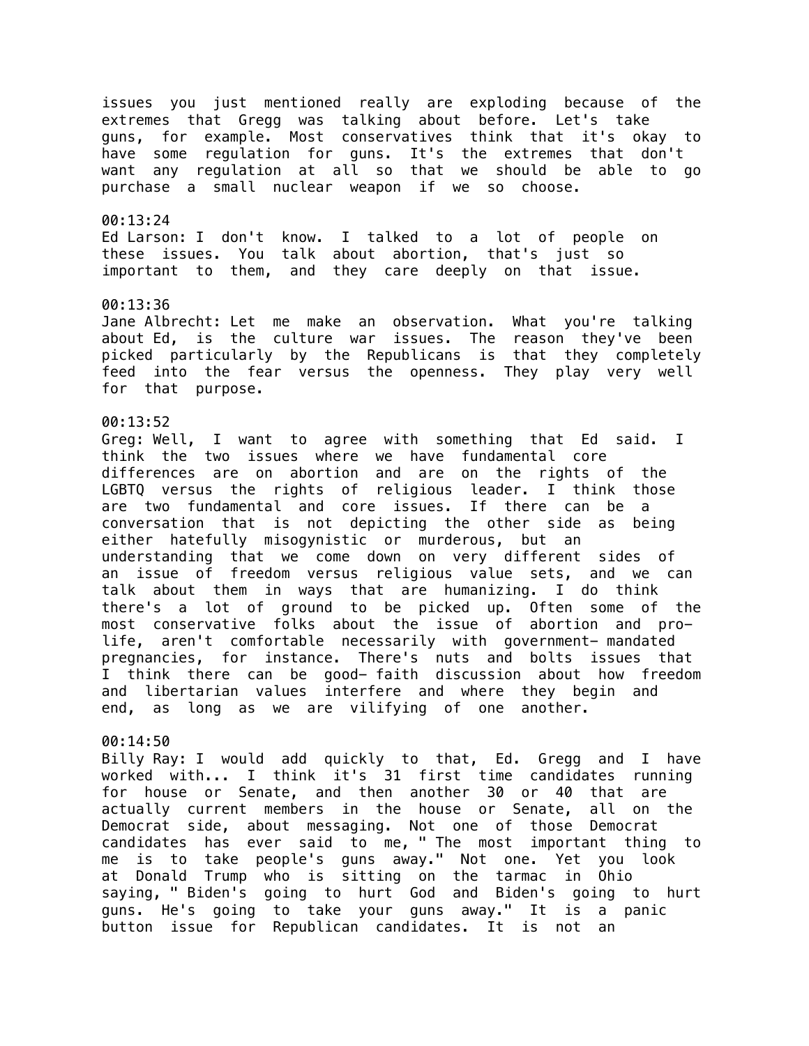issues you just mentioned really are exploding because of the extremes that Gregg was talking about before. Let's take guns, for example. Most conservatives think that it's okay to have some regulation for guns. It's the extremes that don't want any regulation at all so that we should be able to go purchase a small nuclear weapon if we so choose.

00:13:24
Ed Larson: I don't know. I talked to a lot of people on these issues. You talk about abortion, that's just so important to them, and they care deeply on that issue.

00:13:36
Jane Albrecht: Let me make an observation. What you're talking about Ed, is the culture war issues. The reason they've been picked particularly by the Republicans is that they completely feed into the fear versus the openness. They play very well for that purpose.

00:13:52
Greg: Well, I want to agree with something that Ed said. I think the two issues where we have fundamental core differences are on abortion and are on the rights of the LGBTQ versus the rights of religious leader. I think those are two fundamental and core issues. If there can be a conversation that is not depicting the other side as being either hatefully misogynistic or murderous, but an understanding that we come down on very different sides of an issue of freedom versus religious value sets, and we can talk about them in ways that are humanizing. I do think there's a lot of ground to be picked up. Often some of the most conservative folks about the issue of abortion and pro-life, aren't comfortable necessarily with government- mandated pregnancies, for instance. There's nuts and bolts issues that I think there can be good- faith discussion about how freedom and libertarian values interfere and where they begin and end, as long as we are vilifying of one another.

00:14:50
Billy Ray: I would add quickly to that, Ed. Gregg and I have worked with... I think it's 31 first time candidates running for house or Senate, and then another 30 or 40 that are actually current members in the house or Senate, all on the Democrat side, about messaging. Not one of those Democrat candidates has ever said to me, " The most important thing to me is to take people's guns away." Not one. Yet you look at Donald Trump who is sitting on the tarmac in Ohio saying, " Biden's going to hurt God and Biden's going to hurt guns. He's going to take your guns away." It is a panic button issue for Republican candidates. It is not an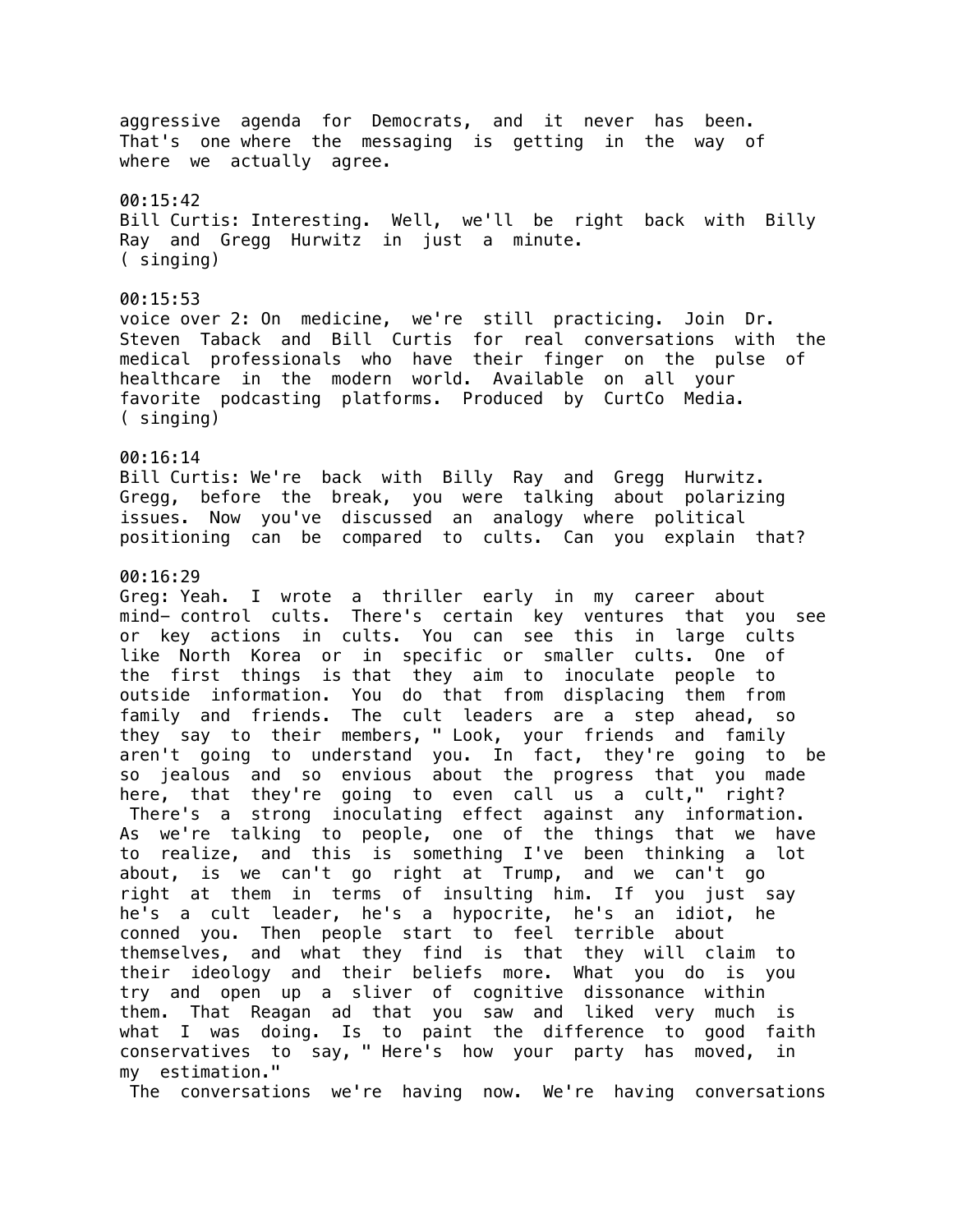aggressive agenda for Democrats, and it never has been. That's one where the messaging is getting in the way of where we actually agree.

00:15:42
Bill Curtis: Interesting. Well, we'll be right back with Billy Ray and Gregg Hurwitz in just a minute.
( singing)

00:15:53
voice over 2: On medicine, we're still practicing. Join Dr. Steven Taback and Bill Curtis for real conversations with the medical professionals who have their finger on the pulse of healthcare in the modern world. Available on all your favorite podcasting platforms. Produced by CurtCo Media.
( singing)

00:16:14
Bill Curtis: We're back with Billy Ray and Gregg Hurwitz. Gregg, before the break, you were talking about polarizing issues. Now you've discussed an analogy where political positioning can be compared to cults. Can you explain that?

00:16:29
Greg: Yeah. I wrote a thriller early in my career about mind- control cults. There's certain key ventures that you see or key actions in cults. You can see this in large cults like North Korea or in specific or smaller cults. One of the first things is that they aim to inoculate people to outside information. You do that from displacing them from family and friends. The cult leaders are a step ahead, so they say to their members, " Look, your friends and family aren't going to understand you. In fact, they're going to be so jealous and so envious about the progress that you made here, that they're going to even call us a cult," right? There's a strong inoculating effect against any information. As we're talking to people, one of the things that we have to realize, and this is something I've been thinking a lot about, is we can't go right at Trump, and we can't go right at them in terms of insulting him. If you just say he's a cult leader, he's a hypocrite, he's an idiot, he conned you. Then people start to feel terrible about themselves, and what they find is that they will claim to their ideology and their beliefs more. What you do is you try and open up a sliver of cognitive dissonance within them. That Reagan ad that you saw and liked very much is what I was doing. Is to paint the difference to good faith conservatives to say, " Here's how your party has moved, in my estimation."
The conversations we're having now. We're having conversations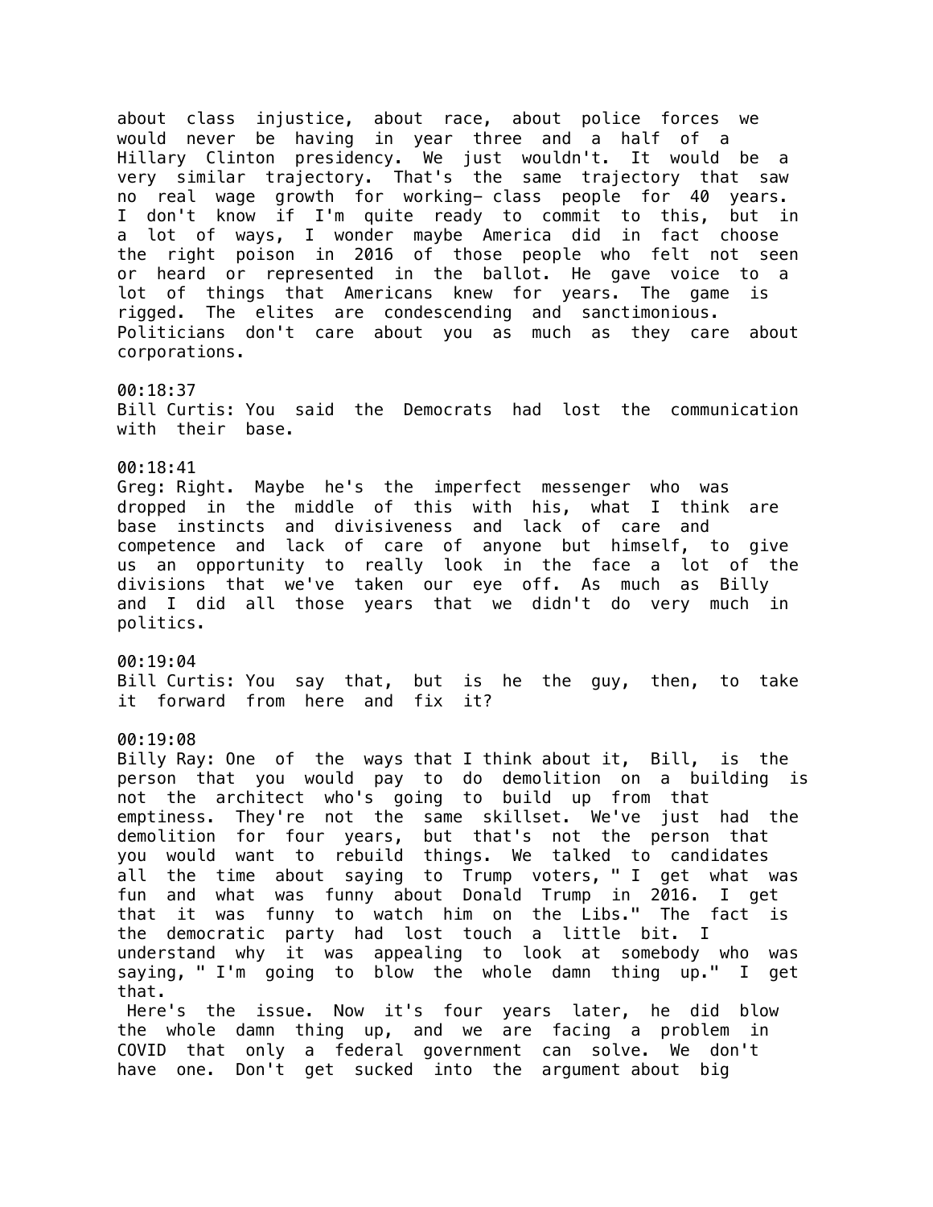about class injustice, about race, about police forces we would never be having in year three and a half of a Hillary Clinton presidency. We just wouldn't. It would be a very similar trajectory. That's the same trajectory that saw no real wage growth for working- class people for 40 years. I don't know if I'm quite ready to commit to this, but in a lot of ways, I wonder maybe America did in fact choose the right poison in 2016 of those people who felt not seen or heard or represented in the ballot. He gave voice to a lot of things that Americans knew for years. The game is rigged. The elites are condescending and sanctimonious. Politicians don't care about you as much as they care about corporations.

00:18:37
Bill Curtis: You said the Democrats had lost the communication with their base.

00:18:41
Greg: Right. Maybe he's the imperfect messenger who was dropped in the middle of this with his, what I think are base instincts and divisiveness and lack of care and competence and lack of care of anyone but himself, to give us an opportunity to really look in the face a lot of the divisions that we've taken our eye off. As much as Billy and I did all those years that we didn't do very much in politics.

00:19:04
Bill Curtis: You say that, but is he the guy, then, to take it forward from here and fix it?

00:19:08
Billy Ray: One of the ways that I think about it, Bill, is the person that you would pay to do demolition on a building is not the architect who's going to build up from that emptiness. They're not the same skillset. We've just had the demolition for four years, but that's not the person that you would want to rebuild things. We talked to candidates all the time about saying to Trump voters, " I get what was fun and what was funny about Donald Trump in 2016. I get that it was funny to watch him on the Libs." The fact is the democratic party had lost touch a little bit. I understand why it was appealing to look at somebody who was saying, " I'm going to blow the whole damn thing up." I get that.

Here's the issue. Now it's four years later, he did blow the whole damn thing up, and we are facing a problem in COVID that only a federal government can solve. We don't have one. Don't get sucked into the argument about big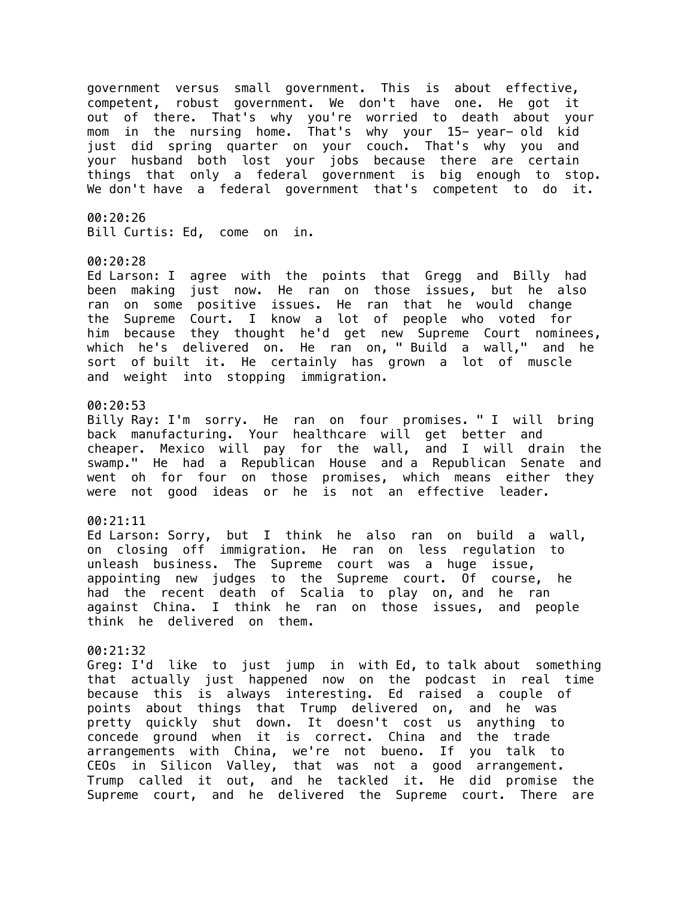government versus small government. This is about effective, competent, robust government. We don't have one. He got it out of there. That's why you're worried to death about your mom in the nursing home. That's why your 15- year- old kid just did spring quarter on your couch. That's why you and your husband both lost your jobs because there are certain things that only a federal government is big enough to stop. We don't have a federal government that's competent to do it.

00:20:26
Bill Curtis: Ed, come on in.

00:20:28
Ed Larson: I agree with the points that Gregg and Billy had been making just now. He ran on those issues, but he also ran on some positive issues. He ran that he would change the Supreme Court. I know a lot of people who voted for him because they thought he'd get new Supreme Court nominees, which he's delivered on. He ran on, " Build a wall," and he sort of built it. He certainly has grown a lot of muscle and weight into stopping immigration.

00:20:53
Billy Ray: I'm sorry. He ran on four promises. " I will bring back manufacturing. Your healthcare will get better and cheaper. Mexico will pay for the wall, and I will drain the swamp." He had a Republican House and a Republican Senate and went oh for four on those promises, which means either they were not good ideas or he is not an effective leader.

00:21:11
Ed Larson: Sorry, but I think he also ran on build a wall, on closing off immigration. He ran on less regulation to unleash business. The Supreme court was a huge issue, appointing new judges to the Supreme court. Of course, he had the recent death of Scalia to play on, and he ran against China. I think he ran on those issues, and people think he delivered on them.

00:21:32
Greg: I'd like to just jump in with Ed, to talk about something that actually just happened now on the podcast in real time because this is always interesting. Ed raised a couple of points about things that Trump delivered on, and he was pretty quickly shut down. It doesn't cost us anything to concede ground when it is correct. China and the trade arrangements with China, we're not bueno. If you talk to CEOs in Silicon Valley, that was not a good arrangement. Trump called it out, and he tackled it. He did promise the Supreme court, and he delivered the Supreme court. There are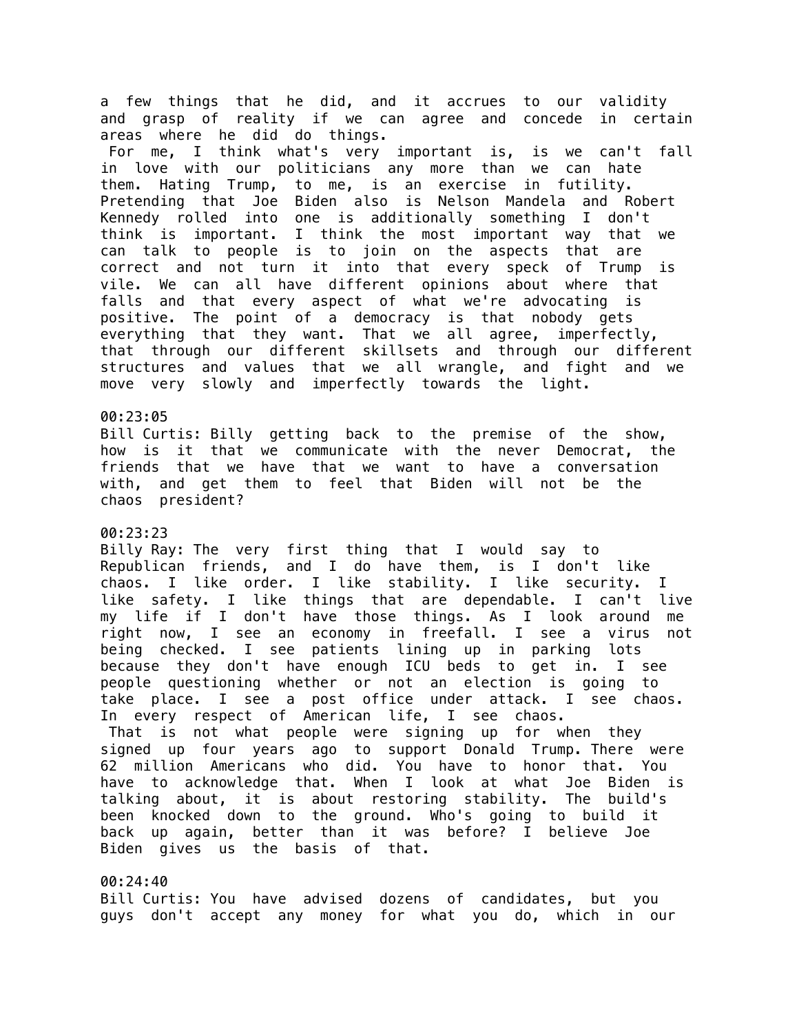a few things that he did, and it accrues to our validity and grasp of reality if we can agree and concede in certain areas where he did do things.

For me, I think what's very important is, is we can't fall in love with our politicians any more than we can hate them. Hating Trump, to me, is an exercise in futility. Pretending that Joe Biden also is Nelson Mandela and Robert Kennedy rolled into one is additionally something I don't think is important. I think the most important way that we can talk to people is to join on the aspects that are correct and not turn it into that every speck of Trump is vile. We can all have different opinions about where that falls and that every aspect of what we're advocating is positive. The point of a democracy is that nobody gets everything that they want. That we all agree, imperfectly, that through our different skillsets and through our different structures and values that we all wrangle, and fight and we move very slowly and imperfectly towards the light.

00:23:05
Bill Curtis: Billy getting back to the premise of the show, how is it that we communicate with the never Democrat, the friends that we have that we want to have a conversation with, and get them to feel that Biden will not be the chaos president?

00:23:23
Billy Ray: The very first thing that I would say to Republican friends, and I do have them, is I don't like chaos. I like order. I like stability. I like security. I like safety. I like things that are dependable. I can't live my life if I don't have those things. As I look around me right now, I see an economy in freefall. I see a virus not being checked. I see patients lining up in parking lots because they don't have enough ICU beds to get in. I see people questioning whether or not an election is going to take place. I see a post office under attack. I see chaos. In every respect of American life, I see chaos.

That is not what people were signing up for when they signed up four years ago to support Donald Trump. There were 62 million Americans who did. You have to honor that. You have to acknowledge that. When I look at what Joe Biden is talking about, it is about restoring stability. The build's been knocked down to the ground. Who's going to build it back up again, better than it was before? I believe Joe Biden gives us the basis of that.

00:24:40
Bill Curtis: You have advised dozens of candidates, but you guys don't accept any money for what you do, which in our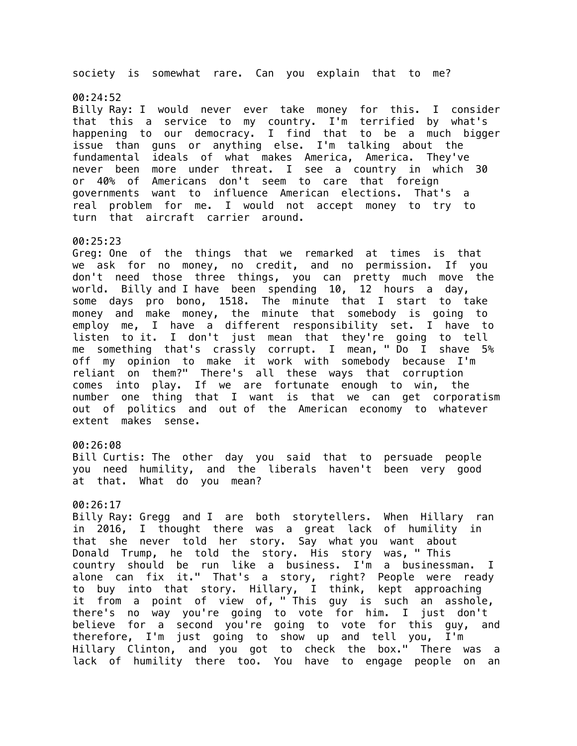society is somewhat rare. Can you explain that to me?

00:24:52
Billy Ray: I would never ever take money for this. I consider that this a service to my country. I'm terrified by what's happening to our democracy. I find that to be a much bigger issue than guns or anything else. I'm talking about the fundamental ideals of what makes America, America. They've never been more under threat. I see a country in which 30 or 40% of Americans don't seem to care that foreign governments want to influence American elections. That's a real problem for me. I would not accept money to try to turn that aircraft carrier around.

00:25:23
Greg: One of the things that we remarked at times is that we ask for no money, no credit, and no permission. If you don't need those three things, you can pretty much move the world. Billy and I have been spending 10, 12 hours a day, some days pro bono, 1518. The minute that I start to take money and make money, the minute that somebody is going to employ me, I have a different responsibility set. I have to listen to it. I don't just mean that they're going to tell me something that's crassly corrupt. I mean, " Do I shave 5% off my opinion to make it work with somebody because I'm reliant on them?" There's all these ways that corruption comes into play. If we are fortunate enough to win, the number one thing that I want is that we can get corporatism out of politics and out of the American economy to whatever extent makes sense.

00:26:08
Bill Curtis: The other day you said that to persuade people you need humility, and the liberals haven't been very good at that. What do you mean?

00:26:17
Billy Ray: Gregg and I are both storytellers. When Hillary ran in 2016, I thought there was a great lack of humility in that she never told her story. Say what you want about Donald Trump, he told the story. His story was, " This country should be run like a business. I'm a businessman. I alone can fix it." That's a story, right? People were ready to buy into that story. Hillary, I think, kept approaching it from a point of view of, " This guy is such an asshole, there's no way you're going to vote for him. I just don't believe for a second you're going to vote for this guy, and therefore, I'm just going to show up and tell you, I'm Hillary Clinton, and you got to check the box." There was a lack of humility there too. You have to engage people on an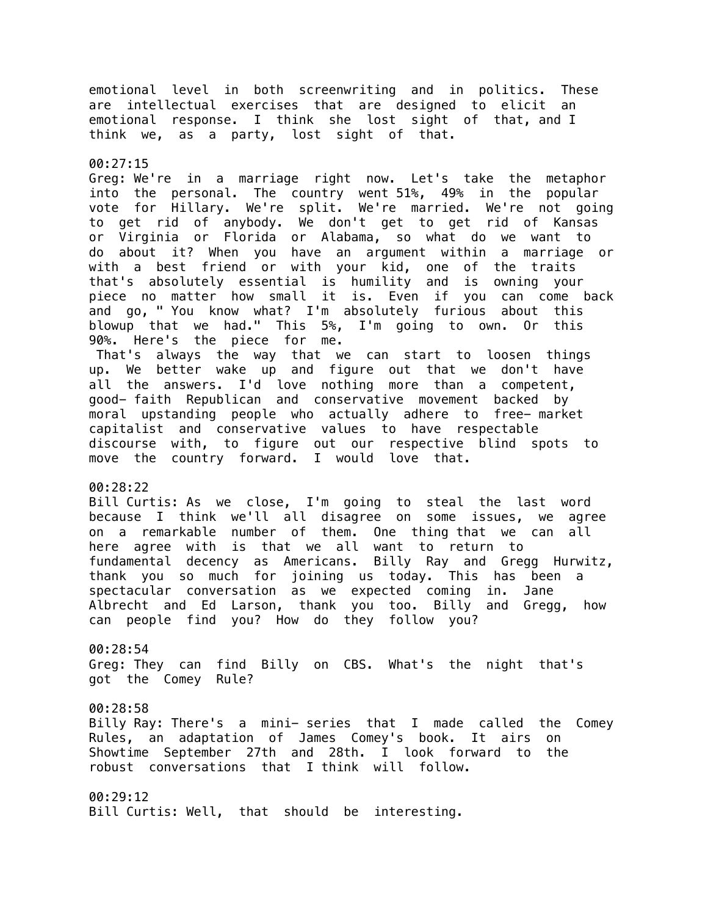emotional level in both screenwriting and in politics. These are intellectual exercises that are designed to elicit an emotional response. I think she lost sight of that, and I think we, as a party, lost sight of that.

00:27:15
Greg: We're in a marriage right now. Let's take the metaphor into the personal. The country went 51%, 49% in the popular vote for Hillary. We're split. We're married. We're not going to get rid of anybody. We don't get to get rid of Kansas or Virginia or Florida or Alabama, so what do we want to do about it? When you have an argument within a marriage or with a best friend or with your kid, one of the traits that's absolutely essential is humility and is owning your piece no matter how small it is. Even if you can come back and go, " You know what? I'm absolutely furious about this blowup that we had." This 5%, I'm going to own. Or this 90%. Here's the piece for me.
That's always the way that we can start to loosen things up. We better wake up and figure out that we don't have all the answers. I'd love nothing more than a competent, good- faith Republican and conservative movement backed by moral upstanding people who actually adhere to free- market capitalist and conservative values to have respectable discourse with, to figure out our respective blind spots to move the country forward. I would love that.

00:28:22
Bill Curtis: As we close, I'm going to steal the last word because I think we'll all disagree on some issues, we agree on a remarkable number of them. One thing that we can all here agree with is that we all want to return to fundamental decency as Americans. Billy Ray and Gregg Hurwitz, thank you so much for joining us today. This has been a spectacular conversation as we expected coming in. Jane Albrecht and Ed Larson, thank you too. Billy and Gregg, how can people find you? How do they follow you?

00:28:54
Greg: They can find Billy on CBS. What's the night that's got the Comey Rule?

00:28:58
Billy Ray: There's a mini- series that I made called the Comey Rules, an adaptation of James Comey's book. It airs on Showtime September 27th and 28th. I look forward to the robust conversations that I think will follow.

00:29:12
Bill Curtis: Well, that should be interesting.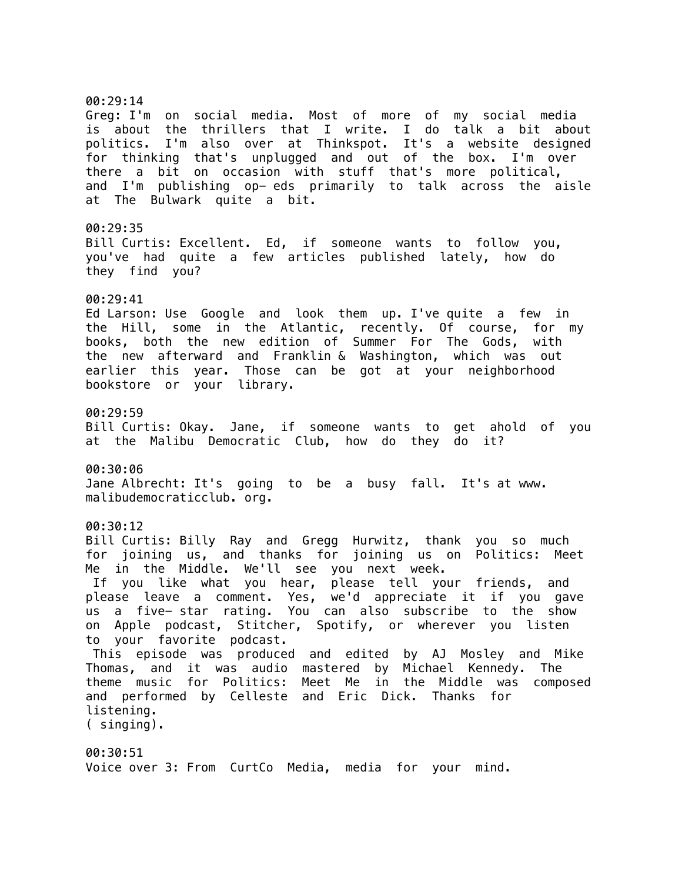00:29:14
Greg: I'm on social media. Most of more of my social media is about the thrillers that I write. I do talk a bit about politics. I'm also over at Thinkspot. It's a website designed for thinking that's unplugged and out of the box. I'm over there a bit on occasion with stuff that's more political, and I'm publishing op- eds primarily to talk across the aisle at The Bulwark quite a bit.

00:29:35
Bill Curtis: Excellent. Ed, if someone wants to follow you, you've had quite a few articles published lately, how do they find you?

00:29:41
Ed Larson: Use Google and look them up. I've quite a few in the Hill, some in the Atlantic, recently. Of course, for my books, both the new edition of Summer For The Gods, with the new afterward and Franklin & Washington, which was out earlier this year. Those can be got at your neighborhood bookstore or your library.

00:29:59
Bill Curtis: Okay. Jane, if someone wants to get ahold of you at the Malibu Democratic Club, how do they do it?

00:30:06
Jane Albrecht: It's going to be a busy fall. It's at www. malibudemocraticclub. org.

00:30:12
Bill Curtis: Billy Ray and Gregg Hurwitz, thank you so much for joining us, and thanks for joining us on Politics: Meet Me in the Middle. We'll see you next week.
 If you like what you hear, please tell your friends, and please leave a comment. Yes, we'd appreciate it if you gave us a five- star rating. You can also subscribe to the show on Apple podcast, Stitcher, Spotify, or wherever you listen to your favorite podcast.
 This episode was produced and edited by AJ Mosley and Mike Thomas, and it was audio mastered by Michael Kennedy. The theme music for Politics: Meet Me in the Middle was composed and performed by Celleste and Eric Dick. Thanks for listening.
( singing).

00:30:51
Voice over 3: From CurtCo Media, media for your mind.